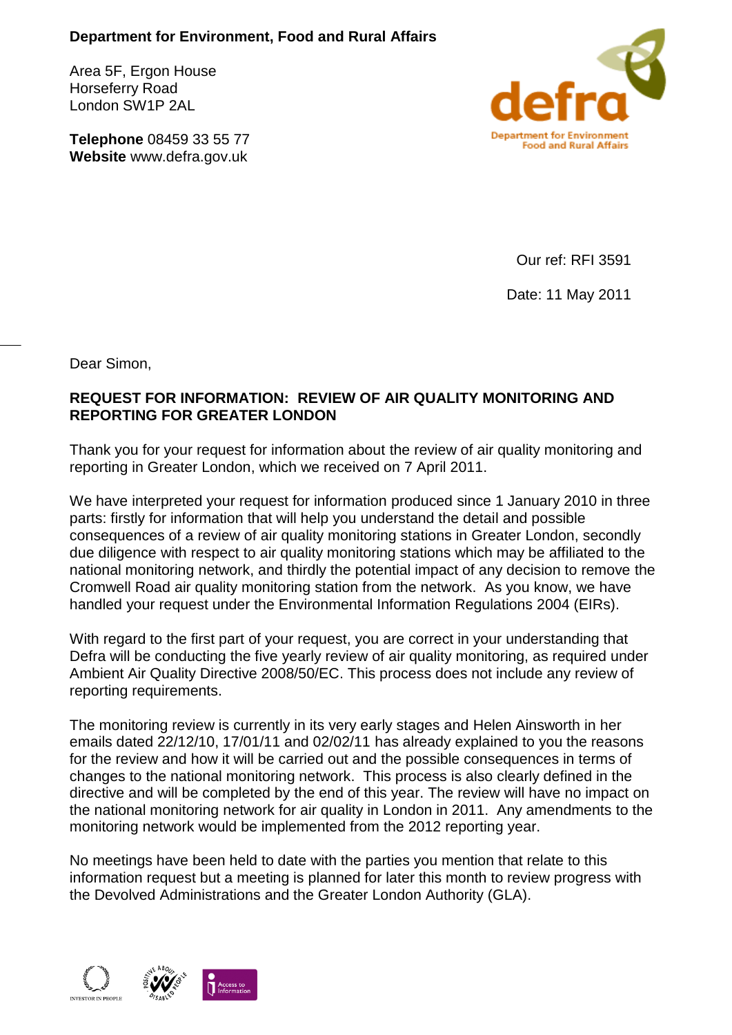**Department for Environment, Food and Rural Affairs**

Area 5F, Ergon House
Horseferry Road
London SW1P 2AL

**Telephone** 08459 33 55 77
**Website** www.defra.gov.uk

defra
Department for Environment Food and Rural Affairs

Our ref: RFI 3591

Date: 11 May 2011

Dear Simon,

**REQUEST FOR INFORMATION: REVIEW OF AIR QUALITY MONITORING AND REPORTING FOR GREATER LONDON**

Thank you for your request for information about the review of air quality monitoring and reporting in Greater London, which we received on 7 April 2011.

We have interpreted your request for information produced since 1 January 2010 in three parts: firstly for information that will help you understand the detail and possible consequences of a review of air quality monitoring stations in Greater London, secondly due diligence with respect to air quality monitoring stations which may be affiliated to the national monitoring network, and thirdly the potential impact of any decision to remove the Cromwell Road air quality monitoring station from the network. As you know, we have handled your request under the Environmental Information Regulations 2004 (EIRs).

With regard to the first part of your request, you are correct in your understanding that Defra will be conducting the five yearly review of air quality monitoring, as required under Ambient Air Quality Directive 2008/50/EC. This process does not include any review of reporting requirements.

The monitoring review is currently in its very early stages and Helen Ainsworth in her emails dated 22/12/10, 17/01/11 and 02/02/11 has already explained to you the reasons for the review and how it will be carried out and the possible consequences in terms of changes to the national monitoring network. This process is also clearly defined in the directive and will be completed by the end of this year. The review will have no impact on the national monitoring network for air quality in London in 2011. Any amendments to the monitoring network would be implemented from the 2012 reporting year.

No meetings have been held to date with the parties you mention that relate to this information request but a meeting is planned for later this month to review progress with the Devolved Administrations and the Greater London Authority (GLA).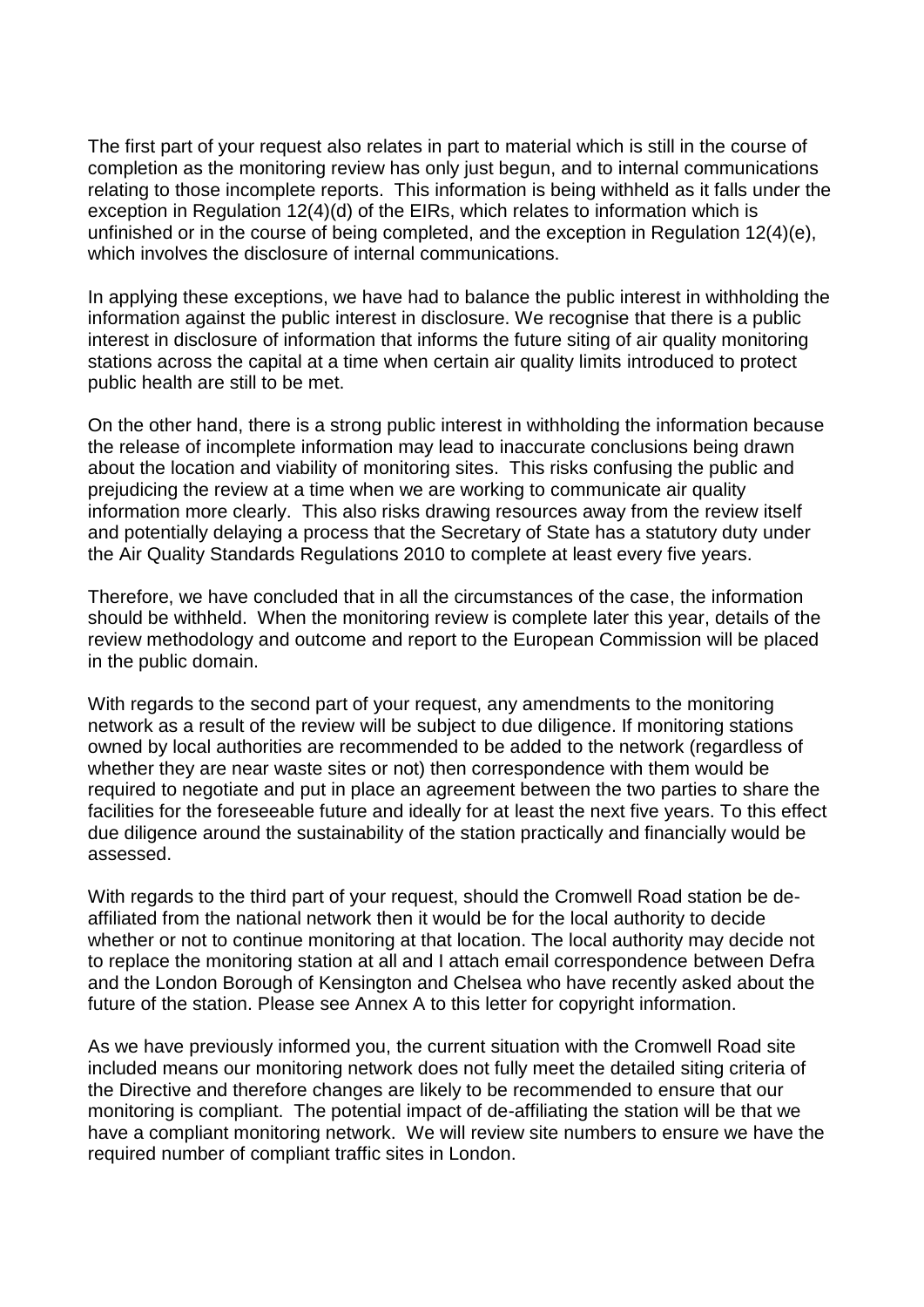The first part of your request also relates in part to material which is still in the course of completion as the monitoring review has only just begun, and to internal communications relating to those incomplete reports. This information is being withheld as it falls under the exception in Regulation 12(4)(d) of the EIRs, which relates to information which is unfinished or in the course of being completed, and the exception in Regulation 12(4)(e), which involves the disclosure of internal communications.

In applying these exceptions, we have had to balance the public interest in withholding the information against the public interest in disclosure. We recognise that there is a public interest in disclosure of information that informs the future siting of air quality monitoring stations across the capital at a time when certain air quality limits introduced to protect public health are still to be met.

On the other hand, there is a strong public interest in withholding the information because the release of incomplete information may lead to inaccurate conclusions being drawn about the location and viability of monitoring sites. This risks confusing the public and prejudicing the review at a time when we are working to communicate air quality information more clearly. This also risks drawing resources away from the review itself and potentially delaying a process that the Secretary of State has a statutory duty under the Air Quality Standards Regulations 2010 to complete at least every five years.

Therefore, we have concluded that in all the circumstances of the case, the information should be withheld. When the monitoring review is complete later this year, details of the review methodology and outcome and report to the European Commission will be placed in the public domain.

With regards to the second part of your request, any amendments to the monitoring network as a result of the review will be subject to due diligence. If monitoring stations owned by local authorities are recommended to be added to the network (regardless of whether they are near waste sites or not) then correspondence with them would be required to negotiate and put in place an agreement between the two parties to share the facilities for the foreseeable future and ideally for at least the next five years. To this effect due diligence around the sustainability of the station practically and financially would be assessed.

With regards to the third part of your request, should the Cromwell Road station be de-affiliated from the national network then it would be for the local authority to decide whether or not to continue monitoring at that location. The local authority may decide not to replace the monitoring station at all and I attach email correspondence between Defra and the London Borough of Kensington and Chelsea who have recently asked about the future of the station. Please see Annex A to this letter for copyright information.

As we have previously informed you, the current situation with the Cromwell Road site included means our monitoring network does not fully meet the detailed siting criteria of the Directive and therefore changes are likely to be recommended to ensure that our monitoring is compliant. The potential impact of de-affiliating the station will be that we have a compliant monitoring network. We will review site numbers to ensure we have the required number of compliant traffic sites in London.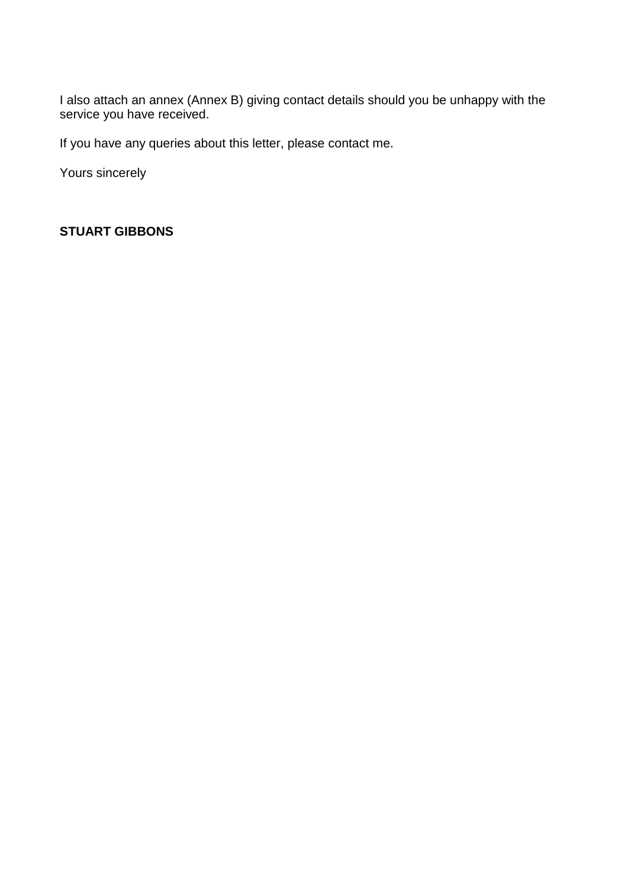I also attach an annex (Annex B) giving contact details should you be unhappy with the service you have received.

If you have any queries about this letter, please contact me.

Yours sincerely

**STUART GIBBONS**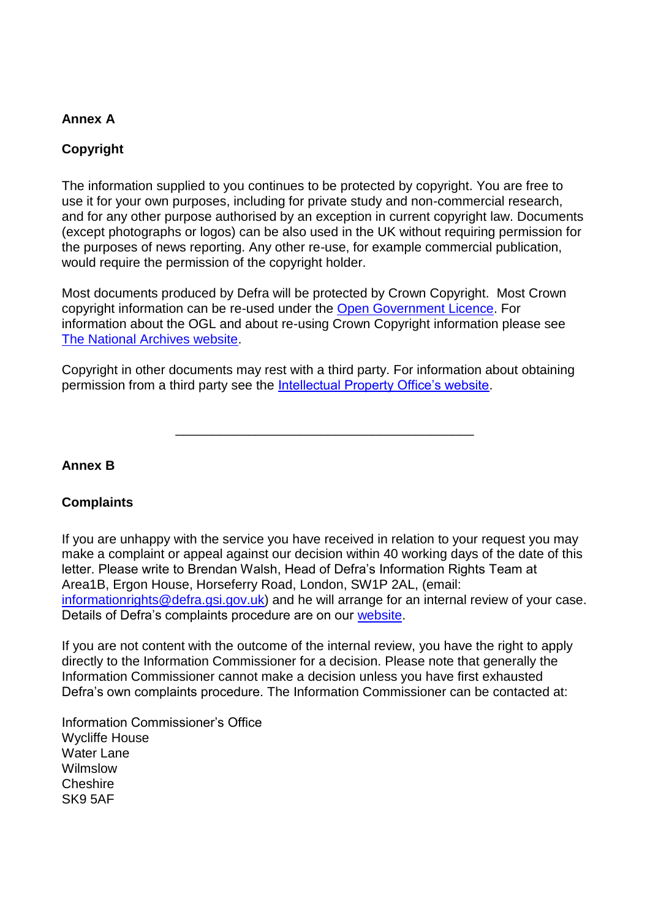**Annex A**

**Copyright**

The information supplied to you continues to be protected by copyright. You are free to use it for your own purposes, including for private study and non-commercial research, and for any other purpose authorised by an exception in current copyright law. Documents (except photographs or logos) can be also used in the UK without requiring permission for the purposes of news reporting. Any other re-use, for example commercial publication, would require the permission of the copyright holder.

Most documents produced by Defra will be protected by Crown Copyright. Most Crown copyright information can be re-used under the Open Government Licence. For information about the OGL and about re-using Crown Copyright information please see The National Archives website.

Copyright in other documents may rest with a third party. For information about obtaining permission from a third party see the Intellectual Property Office's website.

---

**Annex B**

**Complaints**

If you are unhappy with the service you have received in relation to your request you may make a complaint or appeal against our decision within 40 working days of the date of this letter. Please write to Brendan Walsh, Head of Defra's Information Rights Team at Area1B, Ergon House, Horseferry Road, London, SW1P 2AL, (email: informationrights@defra.gsi.gov.uk) and he will arrange for an internal review of your case. Details of Defra's complaints procedure are on our website.

If you are not content with the outcome of the internal review, you have the right to apply directly to the Information Commissioner for a decision. Please note that generally the Information Commissioner cannot make a decision unless you have first exhausted Defra's own complaints procedure. The Information Commissioner can be contacted at:

Information Commissioner's Office
Wycliffe House
Water Lane
Wilmslow
Cheshire
SK9 5AF